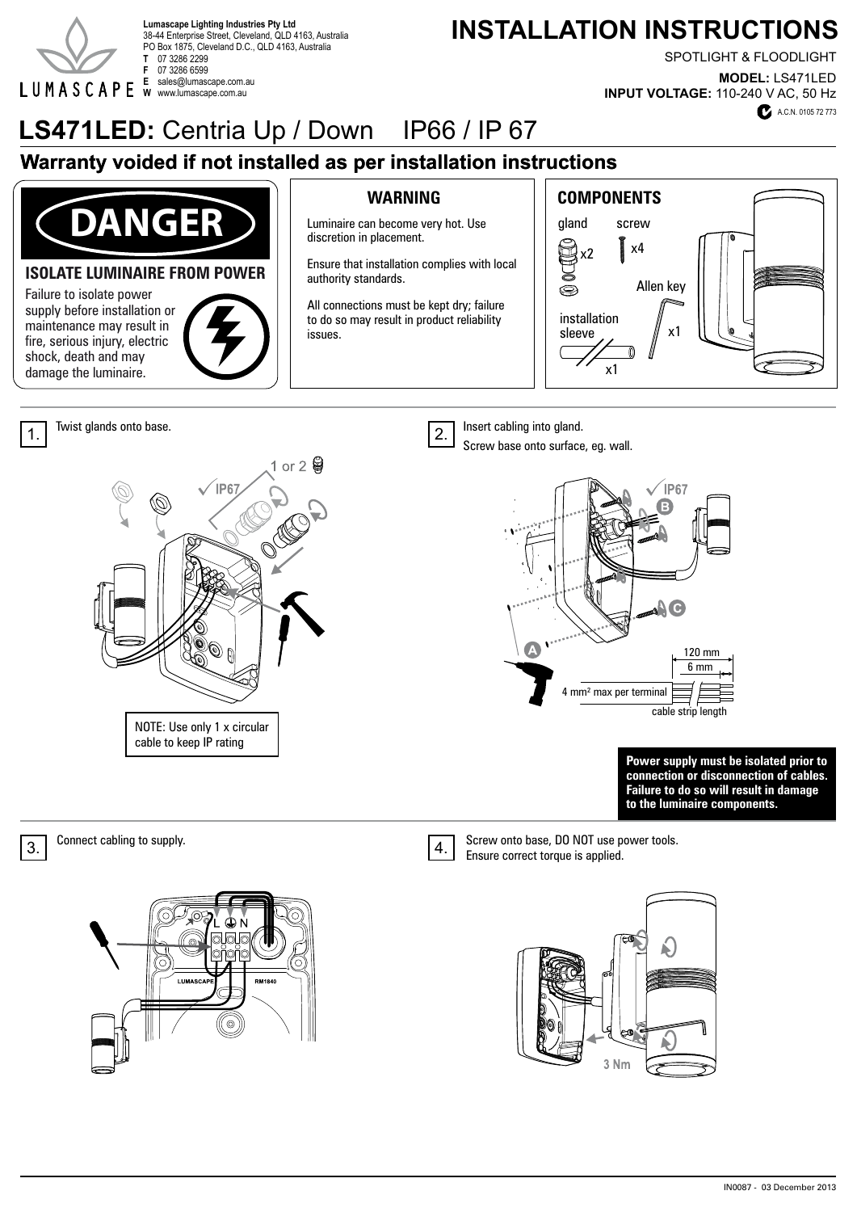**Lumascape Lighting Industries Pty Ltd**
38-44 Enterprise Street, Cleveland, QLD 4163, Australia
PO Box 1875, Cleveland D.C., QLD 4163, Australia
**T** 07 3286 2299
**F** 07 3286 6599
**E** sales@lumascape.com.au
**W** www.lumascape.com.au

# INSTALLATION INSTRUCTIONS

SPOTLIGHT & FLOODLIGHT

**MODEL:** LS471LED
**INPUT VOLTAGE:** 110-240 V AC, 50 Hz

A.C.N. 0105 72 773

# LS471LED: Centria Up / Down IP66 / IP 67

## Warranty voided if not installed as per installation instructions

### DANGER

**ISOLATE LUMINAIRE FROM POWER**

Failure to isolate power supply before installation or maintenance may result in fire, serious injury, electric shock, death and may damage the luminaire.

### WARNING

Luminaire can become very hot. Use discretion in placement.

Ensure that installation complies with local authority standards.

All connections must be kept dry; failure to do so may result in product reliability issues.

### COMPONENTS

- gland x2
- screw x4
- Allen key x1
- installation sleeve x1

**1.** Twist glands onto base.

1 or 2

IP67

NOTE: Use only 1 x circular cable to keep IP rating

**2.** Insert cabling into gland.
Screw base onto surface, eg. wall.

IP67

A B C

120 mm
6 mm
4 mm² max per terminal
cable strip length

**Power supply must be isolated prior to connection or disconnection of cables. Failure to do so will result in damage to the luminaire components.**

**3.** Connect cabling to supply.

L ⏚ N

LUMASCAPE RM1840

**4.** Screw onto base, DO NOT use power tools.
Ensure correct torque is applied.

3 Nm

IN0087 - 03 December 2013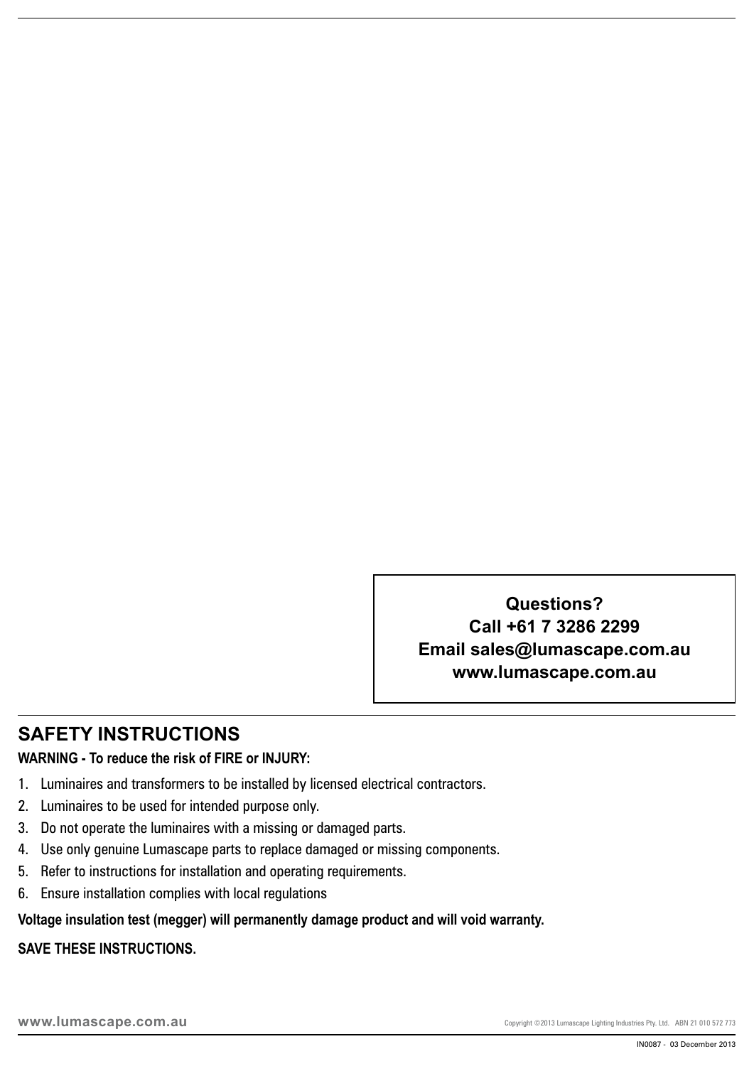**Questions?**
**Call +61 7 3286 2299**
**Email sales@lumascape.com.au**
**www.lumascape.com.au**

## SAFETY INSTRUCTIONS

**WARNING - To reduce the risk of FIRE or INJURY:**

1. Luminaires and transformers to be installed by licensed electrical contractors.
2. Luminaires to be used for intended purpose only.
3. Do not operate the luminaires with a missing or damaged parts.
4. Use only genuine Lumascape parts to replace damaged or missing components.
5. Refer to instructions for installation and operating requirements.
6. Ensure installation complies with local regulations

**Voltage insulation test (megger) will permanently damage product and will void warranty.**

**SAVE THESE INSTRUCTIONS.**

**www.lumascape.com.au**

Copyright ©2013 Lumascape Lighting Industries Pty. Ltd. ABN 21 010 572 773

IN0087 - 03 December 2013